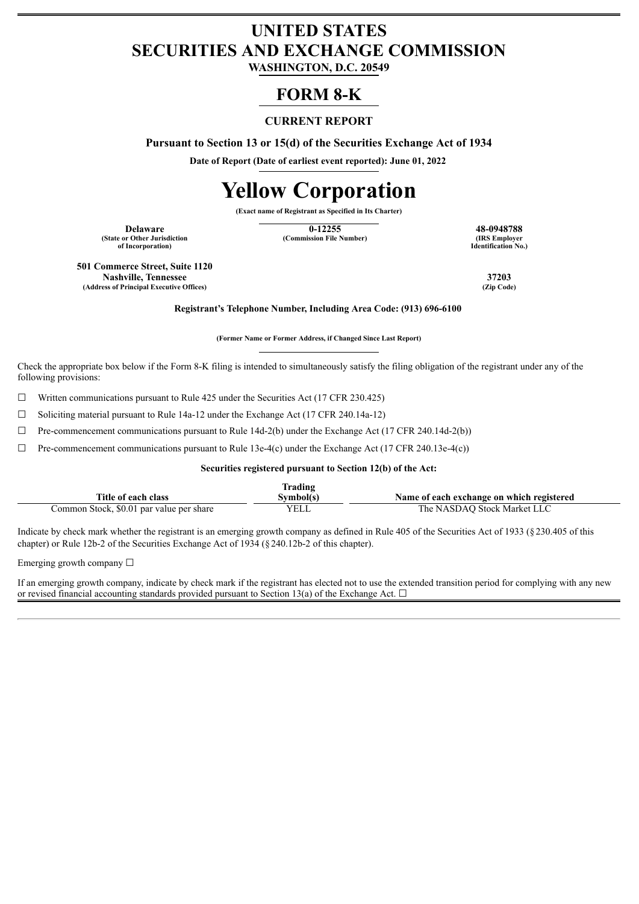# UNITED STATES
# SECURITIES AND EXCHANGE COMMISSION
**WASHINGTON, D.C. 20549**

## FORM 8-K

### CURRENT REPORT

**Pursuant to Section 13 or 15(d) of the Securities Exchange Act of 1934**

**Date of Report (Date of earliest event reported): June 01, 2022**

# Yellow Corporation

**(Exact name of Registrant as Specified in Its Charter)**

| **Delaware** | **0-12255** | **48-0948788** |
|---|---|---|
| **(State or Other Jurisdiction of Incorporation)** | **(Commission File Number)** | **(IRS Employer Identification No.)** |

| **501 Commerce Street, Suite 1120 Nashville, Tennessee** | **37203** |
|---|---|
| **(Address of Principal Executive Offices)** | **(Zip Code)** |

**Registrant's Telephone Number, Including Area Code: (913) 696-6100**

**(Former Name or Former Address, if Changed Since Last Report)**

Check the appropriate box below if the Form 8-K filing is intended to simultaneously satisfy the filing obligation of the registrant under any of the following provisions:

☐ Written communications pursuant to Rule 425 under the Securities Act (17 CFR 230.425)

☐ Soliciting material pursuant to Rule 14a-12 under the Exchange Act (17 CFR 240.14a-12)

☐ Pre-commencement communications pursuant to Rule 14d-2(b) under the Exchange Act (17 CFR 240.14d-2(b))

☐ Pre-commencement communications pursuant to Rule 13e-4(c) under the Exchange Act (17 CFR 240.13e-4(c))

**Securities registered pursuant to Section 12(b) of the Act:**

| Title of each class | Trading Symbol(s) | Name of each exchange on which registered |
|---|---|---|
| Common Stock, $0.01 par value per share | YELL | The NASDAQ Stock Market LLC |

Indicate by check mark whether the registrant is an emerging growth company as defined in Rule 405 of the Securities Act of 1933 (§230.405 of this chapter) or Rule 12b-2 of the Securities Exchange Act of 1934 (§240.12b-2 of this chapter).

Emerging growth company ☐

If an emerging growth company, indicate by check mark if the registrant has elected not to use the extended transition period for complying with any new or revised financial accounting standards provided pursuant to Section 13(a) of the Exchange Act. ☐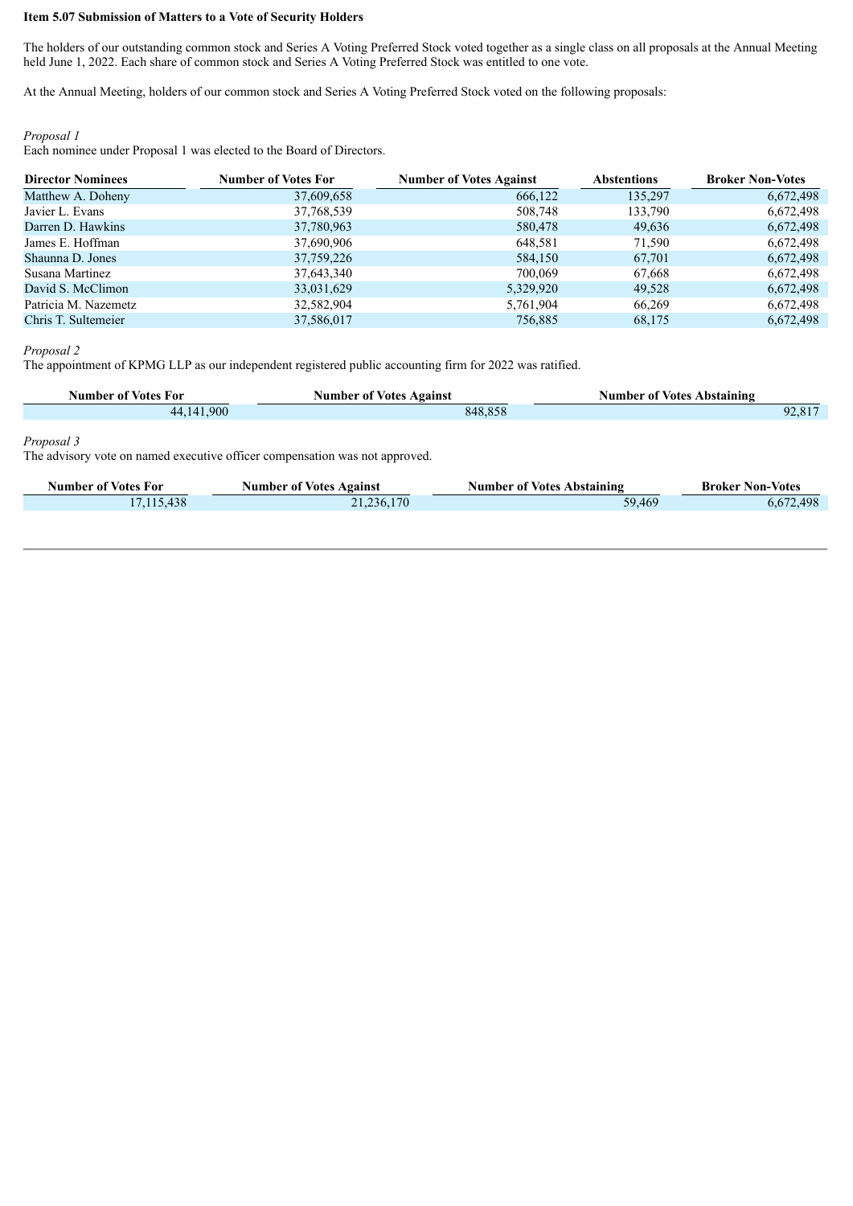**Item 5.07 Submission of Matters to a Vote of Security Holders**

The holders of our outstanding common stock and Series A Voting Preferred Stock voted together as a single class on all proposals at the Annual Meeting held June 1, 2022. Each share of common stock and Series A Voting Preferred Stock was entitled to one vote.

At the Annual Meeting, holders of our common stock and Series A Voting Preferred Stock voted on the following proposals:

*Proposal 1*

Each nominee under Proposal 1 was elected to the Board of Directors.

| Director Nominees | Number of Votes For | Number of Votes Against | Abstentions | Broker Non-Votes |
|---|---|---|---|---|
| Matthew A. Doheny | 37,609,658 | 666,122 | 135,297 | 6,672,498 |
| Javier L. Evans | 37,768,539 | 508,748 | 133,790 | 6,672,498 |
| Darren D. Hawkins | 37,780,963 | 580,478 | 49,636 | 6,672,498 |
| James E. Hoffman | 37,690,906 | 648,581 | 71,590 | 6,672,498 |
| Shaunna D. Jones | 37,759,226 | 584,150 | 67,701 | 6,672,498 |
| Susana Martinez | 37,643,340 | 700,069 | 67,668 | 6,672,498 |
| David S. McClimon | 33,031,629 | 5,329,920 | 49,528 | 6,672,498 |
| Patricia M. Nazemetz | 32,582,904 | 5,761,904 | 66,269 | 6,672,498 |
| Chris T. Sultemeier | 37,586,017 | 756,885 | 68,175 | 6,672,498 |

*Proposal 2*

The appointment of KPMG LLP as our independent registered public accounting firm for 2022 was ratified.

| Number of Votes For | Number of Votes Against | Number of Votes Abstaining |
|---|---|---|
| 44,141,900 | 848,858 | 92,817 |

*Proposal 3*

The advisory vote on named executive officer compensation was not approved.

| Number of Votes For | Number of Votes Against | Number of Votes Abstaining | Broker Non-Votes |
|---|---|---|---|
| 17,115,438 | 21,236,170 | 59,469 | 6,672,498 |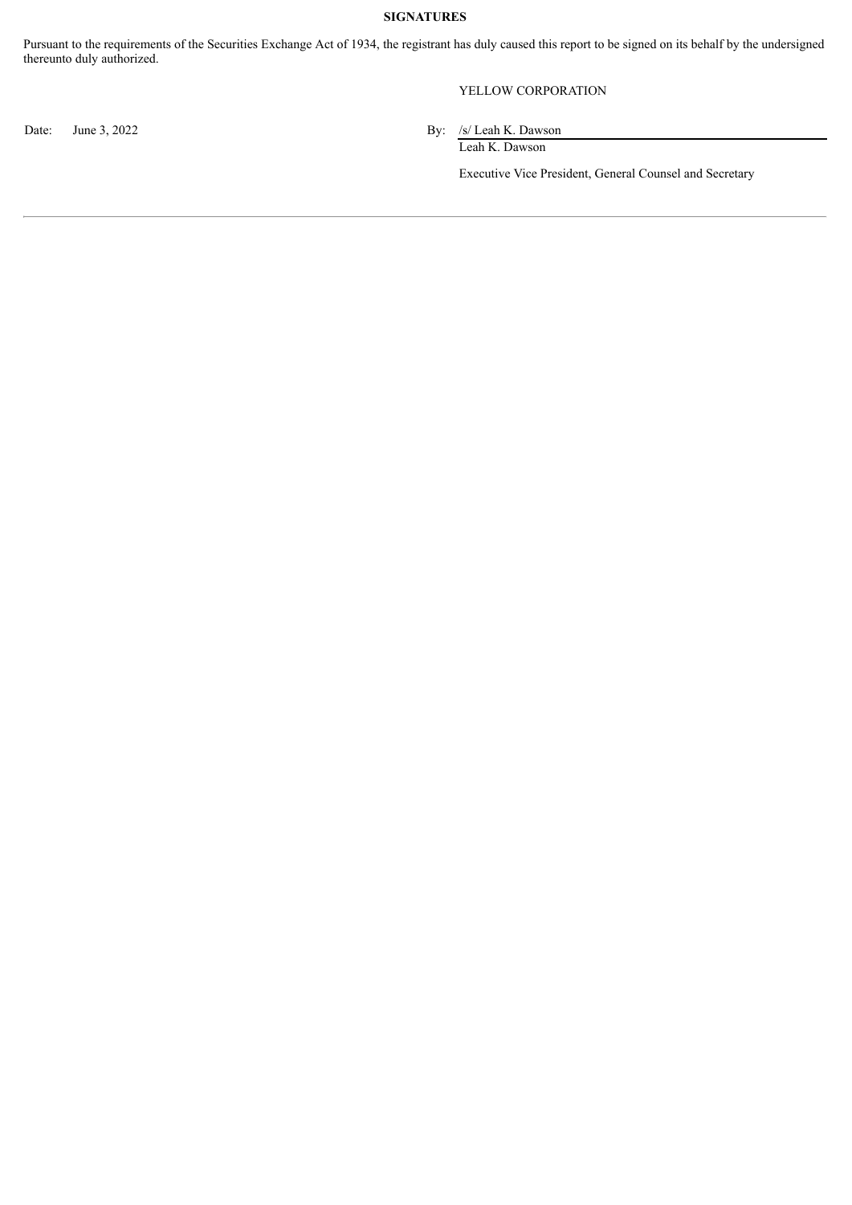**SIGNATURES**

Pursuant to the requirements of the Securities Exchange Act of 1934, the registrant has duly caused this report to be signed on its behalf by the undersigned thereunto duly authorized.

| | | |
|---|---|---|
| | | YELLOW CORPORATION |
| Date: June 3, 2022 | By: | /s/ Leah K. Dawson |
| | | Leah K. Dawson |
| | | Executive Vice President, General Counsel and Secretary |